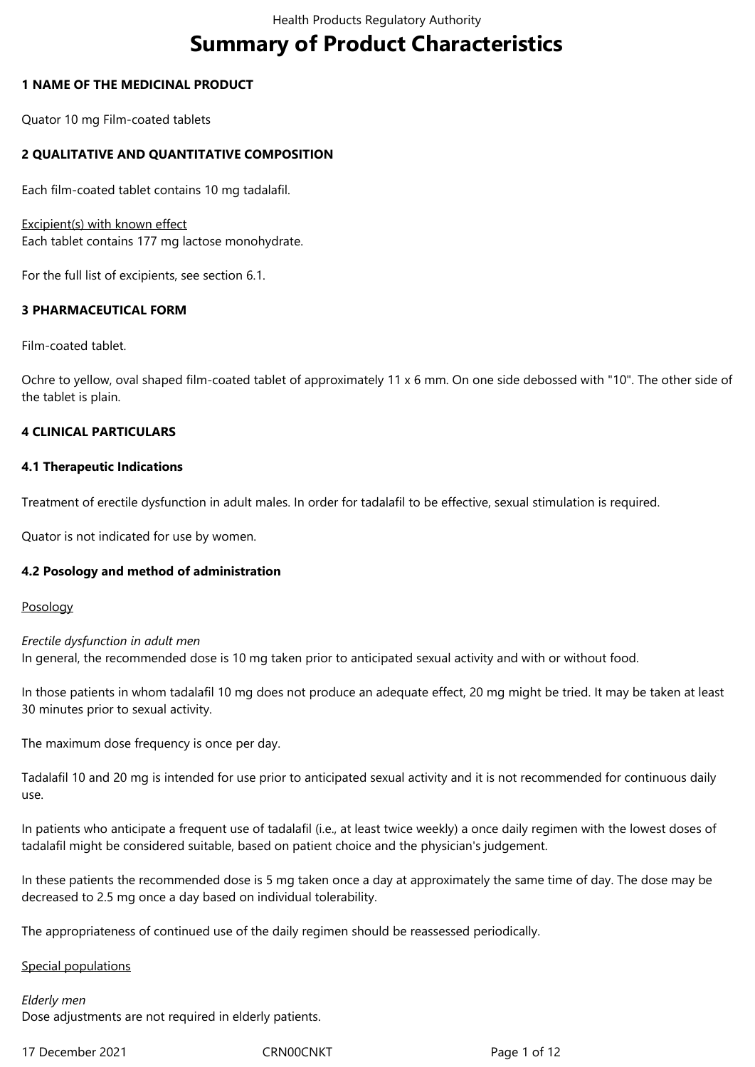# Summary of Product Characteristics

## 1 NAME OF THE MEDICINAL PRODUCT

Quator 10 mg Film-coated tablets

## 2 QUALITATIVE AND QUANTITATIVE COMPOSITION

Each film-coated tablet contains 10 mg tadalafil.

Excipient(s) with known effect
Each tablet contains 177 mg lactose monohydrate.

For the full list of excipients, see section 6.1.

## 3 PHARMACEUTICAL FORM

Film-coated tablet.

Ochre to yellow, oval shaped film-coated tablet of approximately 11 x 6 mm. On one side debossed with "10". The other side of the tablet is plain.

## 4 CLINICAL PARTICULARS

### 4.1 Therapeutic Indications

Treatment of erectile dysfunction in adult males. In order for tadalafil to be effective, sexual stimulation is required.

Quator is not indicated for use by women.

### 4.2 Posology and method of administration

Posology

*Erectile dysfunction in adult men*
In general, the recommended dose is 10 mg taken prior to anticipated sexual activity and with or without food.

In those patients in whom tadalafil 10 mg does not produce an adequate effect, 20 mg might be tried. It may be taken at least 30 minutes prior to sexual activity.

The maximum dose frequency is once per day.

Tadalafil 10 and 20 mg is intended for use prior to anticipated sexual activity and it is not recommended for continuous daily use.

In patients who anticipate a frequent use of tadalafil (i.e., at least twice weekly) a once daily regimen with the lowest doses of tadalafil might be considered suitable, based on patient choice and the physician's judgement.

In these patients the recommended dose is 5 mg taken once a day at approximately the same time of day. The dose may be decreased to 2.5 mg once a day based on individual tolerability.

The appropriateness of continued use of the daily regimen should be reassessed periodically.

Special populations

*Elderly men*
Dose adjustments are not required in elderly patients.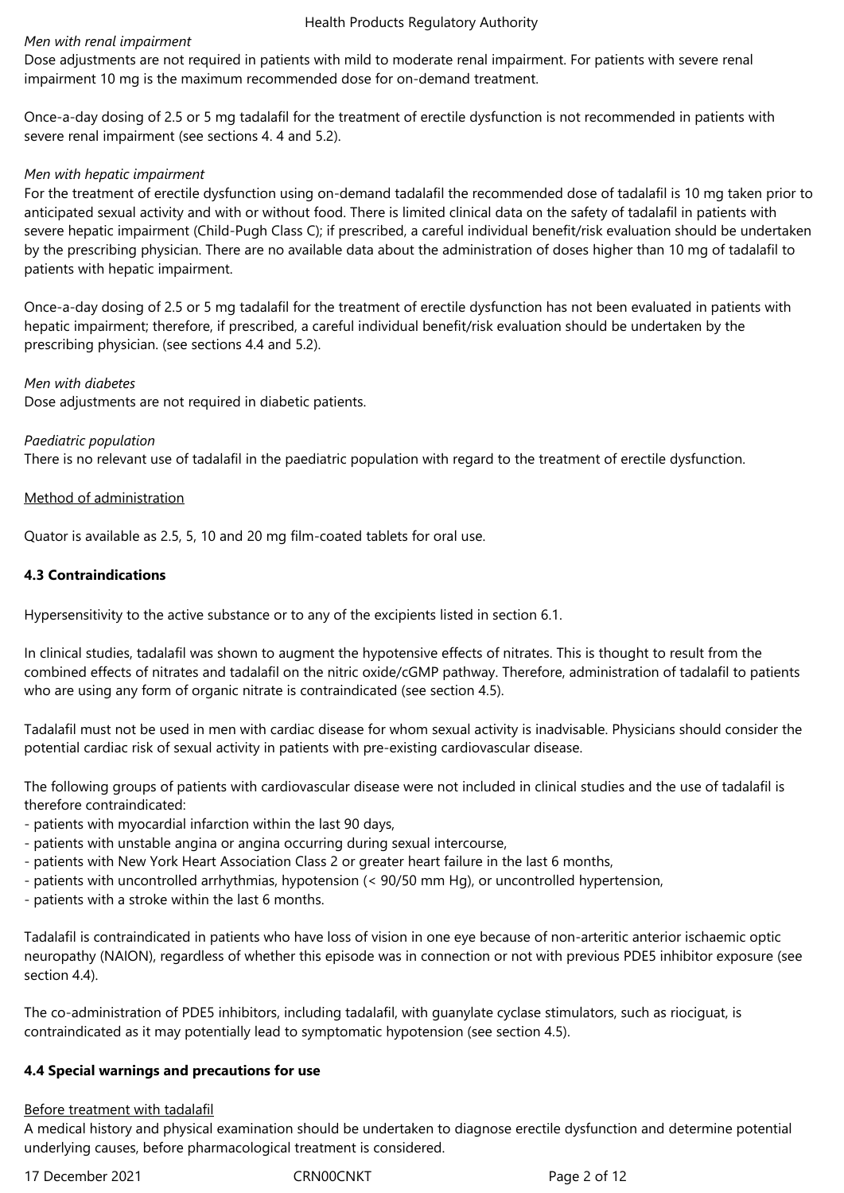*Men with renal impairment*

Dose adjustments are not required in patients with mild to moderate renal impairment. For patients with severe renal impairment 10 mg is the maximum recommended dose for on-demand treatment.

Once-a-day dosing of 2.5 or 5 mg tadalafil for the treatment of erectile dysfunction is not recommended in patients with severe renal impairment (see sections 4. 4 and 5.2).

*Men with hepatic impairment*

For the treatment of erectile dysfunction using on-demand tadalafil the recommended dose of tadalafil is 10 mg taken prior to anticipated sexual activity and with or without food. There is limited clinical data on the safety of tadalafil in patients with severe hepatic impairment (Child-Pugh Class C); if prescribed, a careful individual benefit/risk evaluation should be undertaken by the prescribing physician. There are no available data about the administration of doses higher than 10 mg of tadalafil to patients with hepatic impairment.

Once-a-day dosing of 2.5 or 5 mg tadalafil for the treatment of erectile dysfunction has not been evaluated in patients with hepatic impairment; therefore, if prescribed, a careful individual benefit/risk evaluation should be undertaken by the prescribing physician. (see sections 4.4 and 5.2).

*Men with diabetes*

Dose adjustments are not required in diabetic patients.

*Paediatric population*

There is no relevant use of tadalafil in the paediatric population with regard to the treatment of erectile dysfunction.

Method of administration

Quator is available as 2.5, 5, 10 and 20 mg film-coated tablets for oral use.

**4.3 Contraindications**

Hypersensitivity to the active substance or to any of the excipients listed in section 6.1.

In clinical studies, tadalafil was shown to augment the hypotensive effects of nitrates. This is thought to result from the combined effects of nitrates and tadalafil on the nitric oxide/cGMP pathway. Therefore, administration of tadalafil to patients who are using any form of organic nitrate is contraindicated (see section 4.5).

Tadalafil must not be used in men with cardiac disease for whom sexual activity is inadvisable. Physicians should consider the potential cardiac risk of sexual activity in patients with pre-existing cardiovascular disease.

The following groups of patients with cardiovascular disease were not included in clinical studies and the use of tadalafil is therefore contraindicated:

- patients with myocardial infarction within the last 90 days,
- patients with unstable angina or angina occurring during sexual intercourse,
- patients with New York Heart Association Class 2 or greater heart failure in the last 6 months,
- patients with uncontrolled arrhythmias, hypotension (< 90/50 mm Hg), or uncontrolled hypertension,
- patients with a stroke within the last 6 months.

Tadalafil is contraindicated in patients who have loss of vision in one eye because of non-arteritic anterior ischaemic optic neuropathy (NAION), regardless of whether this episode was in connection or not with previous PDE5 inhibitor exposure (see section 4.4).

The co-administration of PDE5 inhibitors, including tadalafil, with guanylate cyclase stimulators, such as riociguat, is contraindicated as it may potentially lead to symptomatic hypotension (see section 4.5).

**4.4 Special warnings and precautions for use**

Before treatment with tadalafil

A medical history and physical examination should be undertaken to diagnose erectile dysfunction and determine potential underlying causes, before pharmacological treatment is considered.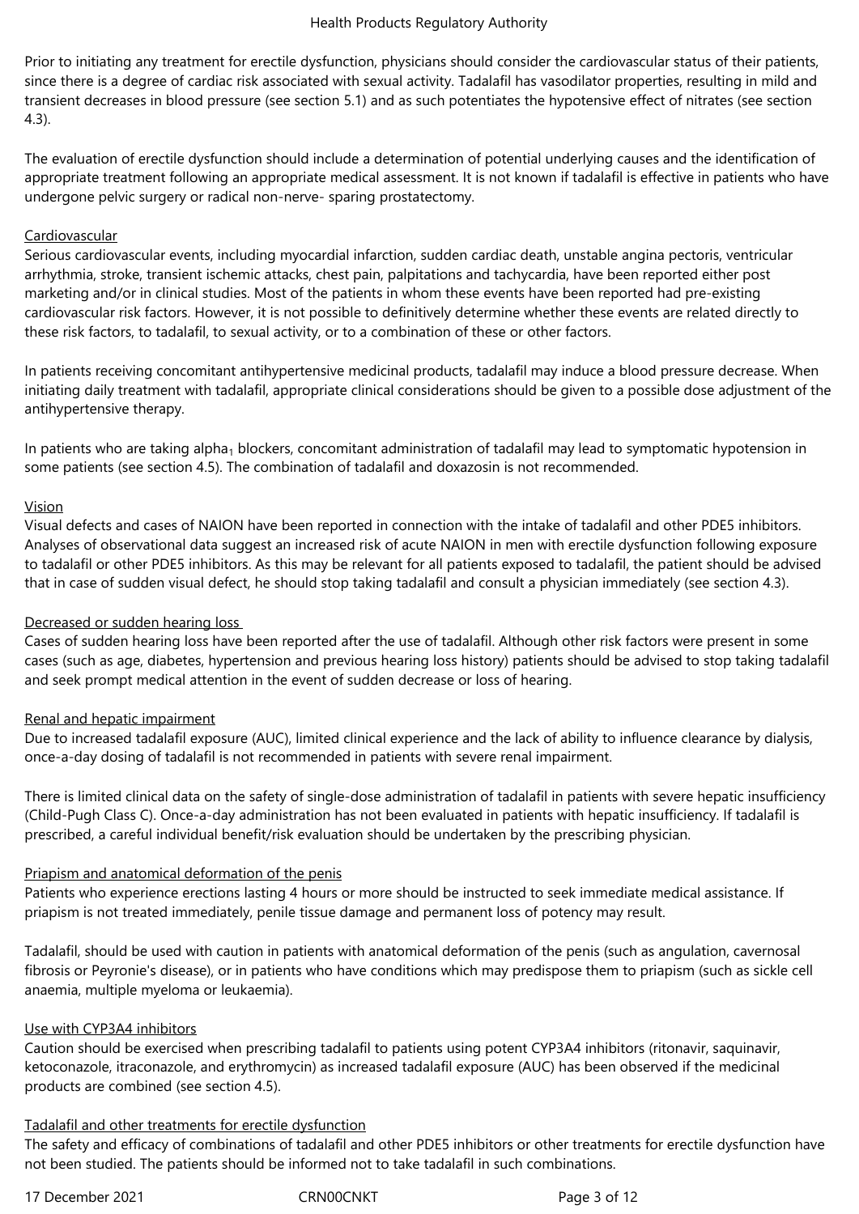Prior to initiating any treatment for erectile dysfunction, physicians should consider the cardiovascular status of their patients, since there is a degree of cardiac risk associated with sexual activity. Tadalafil has vasodilator properties, resulting in mild and transient decreases in blood pressure (see section 5.1) and as such potentiates the hypotensive effect of nitrates (see section 4.3).

The evaluation of erectile dysfunction should include a determination of potential underlying causes and the identification of appropriate treatment following an appropriate medical assessment. It is not known if tadalafil is effective in patients who have undergone pelvic surgery or radical non-nerve- sparing prostatectomy.

Cardiovascular

Serious cardiovascular events, including myocardial infarction, sudden cardiac death, unstable angina pectoris, ventricular arrhythmia, stroke, transient ischemic attacks, chest pain, palpitations and tachycardia, have been reported either post marketing and/or in clinical studies. Most of the patients in whom these events have been reported had pre-existing cardiovascular risk factors. However, it is not possible to definitively determine whether these events are related directly to these risk factors, to tadalafil, to sexual activity, or to a combination of these or other factors.

In patients receiving concomitant antihypertensive medicinal products, tadalafil may induce a blood pressure decrease. When initiating daily treatment with tadalafil, appropriate clinical considerations should be given to a possible dose adjustment of the antihypertensive therapy.

In patients who are taking alpha$_1$ blockers, concomitant administration of tadalafil may lead to symptomatic hypotension in some patients (see section 4.5). The combination of tadalafil and doxazosin is not recommended.

Vision

Visual defects and cases of NAION have been reported in connection with the intake of tadalafil and other PDE5 inhibitors. Analyses of observational data suggest an increased risk of acute NAION in men with erectile dysfunction following exposure to tadalafil or other PDE5 inhibitors. As this may be relevant for all patients exposed to tadalafil, the patient should be advised that in case of sudden visual defect, he should stop taking tadalafil and consult a physician immediately (see section 4.3).

Decreased or sudden hearing loss

Cases of sudden hearing loss have been reported after the use of tadalafil. Although other risk factors were present in some cases (such as age, diabetes, hypertension and previous hearing loss history) patients should be advised to stop taking tadalafil and seek prompt medical attention in the event of sudden decrease or loss of hearing.

Renal and hepatic impairment

Due to increased tadalafil exposure (AUC), limited clinical experience and the lack of ability to influence clearance by dialysis, once-a-day dosing of tadalafil is not recommended in patients with severe renal impairment.

There is limited clinical data on the safety of single-dose administration of tadalafil in patients with severe hepatic insufficiency (Child-Pugh Class C). Once-a-day administration has not been evaluated in patients with hepatic insufficiency. If tadalafil is prescribed, a careful individual benefit/risk evaluation should be undertaken by the prescribing physician.

Priapism and anatomical deformation of the penis

Patients who experience erections lasting 4 hours or more should be instructed to seek immediate medical assistance. If priapism is not treated immediately, penile tissue damage and permanent loss of potency may result.

Tadalafil, should be used with caution in patients with anatomical deformation of the penis (such as angulation, cavernosal fibrosis or Peyronie's disease), or in patients who have conditions which may predispose them to priapism (such as sickle cell anaemia, multiple myeloma or leukaemia).

Use with CYP3A4 inhibitors

Caution should be exercised when prescribing tadalafil to patients using potent CYP3A4 inhibitors (ritonavir, saquinavir, ketoconazole, itraconazole, and erythromycin) as increased tadalafil exposure (AUC) has been observed if the medicinal products are combined (see section 4.5).

Tadalafil and other treatments for erectile dysfunction

The safety and efficacy of combinations of tadalafil and other PDE5 inhibitors or other treatments for erectile dysfunction have not been studied. The patients should be informed not to take tadalafil in such combinations.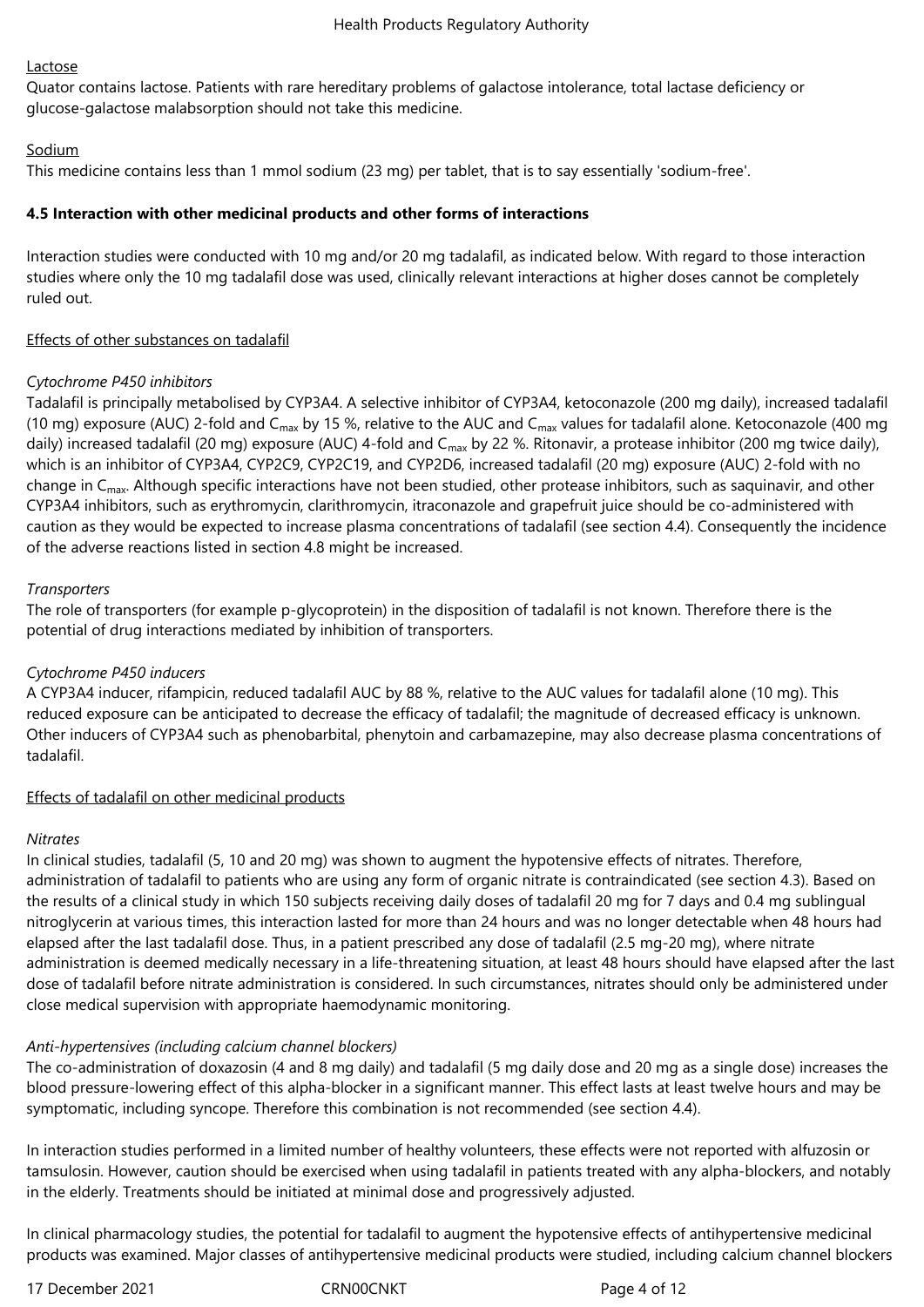Lactose

Quator contains lactose. Patients with rare hereditary problems of galactose intolerance, total lactase deficiency or glucose-galactose malabsorption should not take this medicine.

Sodium

This medicine contains less than 1 mmol sodium (23 mg) per tablet, that is to say essentially 'sodium-free'.

**4.5 Interaction with other medicinal products and other forms of interactions**

Interaction studies were conducted with 10 mg and/or 20 mg tadalafil, as indicated below. With regard to those interaction studies where only the 10 mg tadalafil dose was used, clinically relevant interactions at higher doses cannot be completely ruled out.

Effects of other substances on tadalafil

*Cytochrome P450 inhibitors*

Tadalafil is principally metabolised by CYP3A4. A selective inhibitor of CYP3A4, ketoconazole (200 mg daily), increased tadalafil (10 mg) exposure (AUC) 2-fold and $C_{max}$ by 15 %, relative to the AUC and $C_{max}$ values for tadalafil alone. Ketoconazole (400 mg daily) increased tadalafil (20 mg) exposure (AUC) 4-fold and $C_{max}$ by 22 %. Ritonavir, a protease inhibitor (200 mg twice daily), which is an inhibitor of CYP3A4, CYP2C9, CYP2C19, and CYP2D6, increased tadalafil (20 mg) exposure (AUC) 2-fold with no change in $C_{max}$. Although specific interactions have not been studied, other protease inhibitors, such as saquinavir, and other CYP3A4 inhibitors, such as erythromycin, clarithromycin, itraconazole and grapefruit juice should be co-administered with caution as they would be expected to increase plasma concentrations of tadalafil (see section 4.4). Consequently the incidence of the adverse reactions listed in section 4.8 might be increased.

*Transporters*

The role of transporters (for example p-glycoprotein) in the disposition of tadalafil is not known. Therefore there is the potential of drug interactions mediated by inhibition of transporters.

*Cytochrome P450 inducers*

A CYP3A4 inducer, rifampicin, reduced tadalafil AUC by 88 %, relative to the AUC values for tadalafil alone (10 mg). This reduced exposure can be anticipated to decrease the efficacy of tadalafil; the magnitude of decreased efficacy is unknown. Other inducers of CYP3A4 such as phenobarbital, phenytoin and carbamazepine, may also decrease plasma concentrations of tadalafil.

Effects of tadalafil on other medicinal products

*Nitrates*

In clinical studies, tadalafil (5, 10 and 20 mg) was shown to augment the hypotensive effects of nitrates. Therefore, administration of tadalafil to patients who are using any form of organic nitrate is contraindicated (see section 4.3). Based on the results of a clinical study in which 150 subjects receiving daily doses of tadalafil 20 mg for 7 days and 0.4 mg sublingual nitroglycerin at various times, this interaction lasted for more than 24 hours and was no longer detectable when 48 hours had elapsed after the last tadalafil dose. Thus, in a patient prescribed any dose of tadalafil (2.5 mg-20 mg), where nitrate administration is deemed medically necessary in a life-threatening situation, at least 48 hours should have elapsed after the last dose of tadalafil before nitrate administration is considered. In such circumstances, nitrates should only be administered under close medical supervision with appropriate haemodynamic monitoring.

*Anti-hypertensives (including calcium channel blockers)*

The co-administration of doxazosin (4 and 8 mg daily) and tadalafil (5 mg daily dose and 20 mg as a single dose) increases the blood pressure-lowering effect of this alpha-blocker in a significant manner. This effect lasts at least twelve hours and may be symptomatic, including syncope. Therefore this combination is not recommended (see section 4.4).

In interaction studies performed in a limited number of healthy volunteers, these effects were not reported with alfuzosin or tamsulosin. However, caution should be exercised when using tadalafil in patients treated with any alpha-blockers, and notably in the elderly. Treatments should be initiated at minimal dose and progressively adjusted.

In clinical pharmacology studies, the potential for tadalafil to augment the hypotensive effects of antihypertensive medicinal products was examined. Major classes of antihypertensive medicinal products were studied, including calcium channel blockers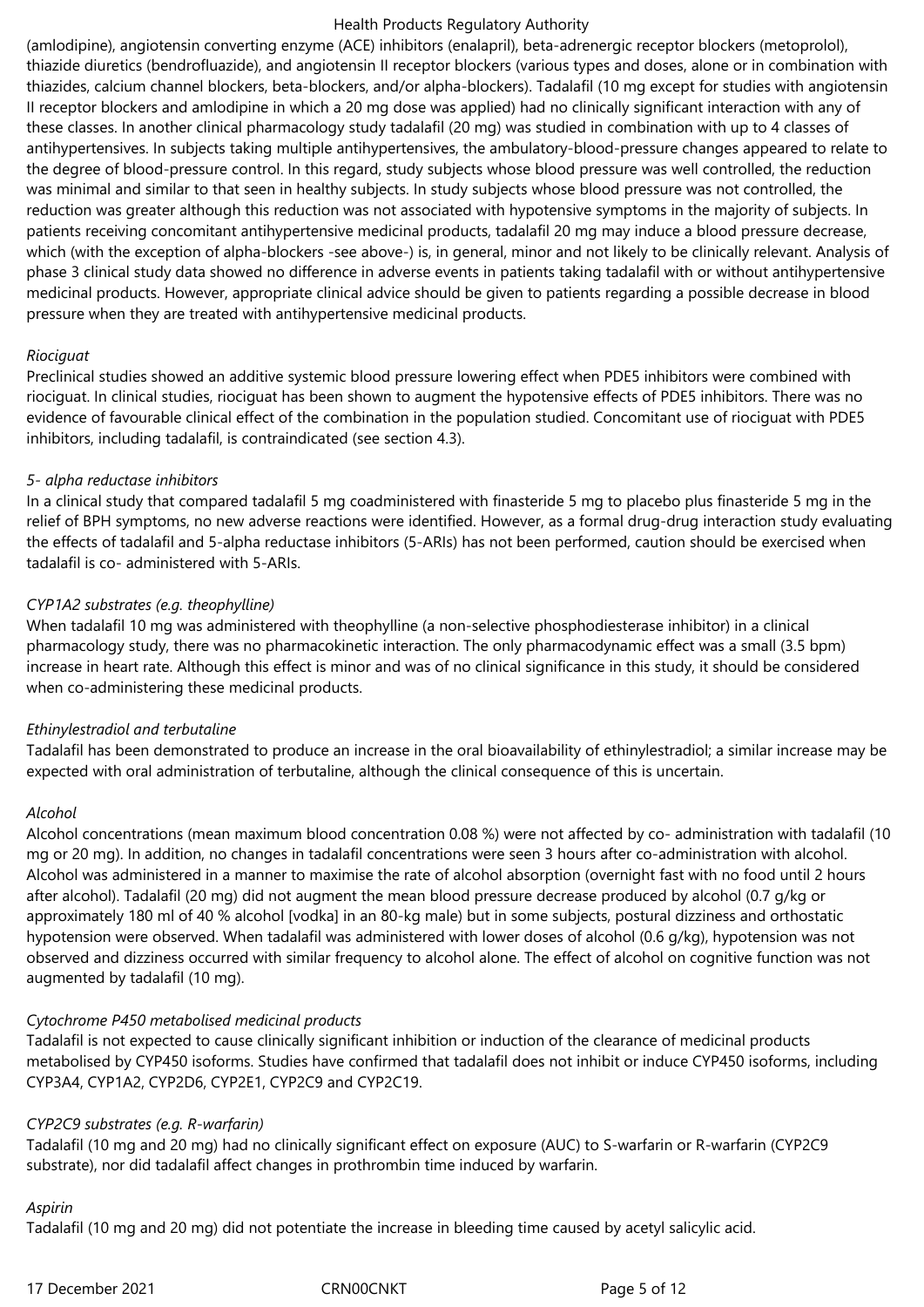(amlodipine), angiotensin converting enzyme (ACE) inhibitors (enalapril), beta-adrenergic receptor blockers (metoprolol), thiazide diuretics (bendrofluazide), and angiotensin II receptor blockers (various types and doses, alone or in combination with thiazides, calcium channel blockers, beta-blockers, and/or alpha-blockers). Tadalafil (10 mg except for studies with angiotensin II receptor blockers and amlodipine in which a 20 mg dose was applied) had no clinically significant interaction with any of these classes. In another clinical pharmacology study tadalafil (20 mg) was studied in combination with up to 4 classes of antihypertensives. In subjects taking multiple antihypertensives, the ambulatory-blood-pressure changes appeared to relate to the degree of blood-pressure control. In this regard, study subjects whose blood pressure was well controlled, the reduction was minimal and similar to that seen in healthy subjects. In study subjects whose blood pressure was not controlled, the reduction was greater although this reduction was not associated with hypotensive symptoms in the majority of subjects. In patients receiving concomitant antihypertensive medicinal products, tadalafil 20 mg may induce a blood pressure decrease, which (with the exception of alpha-blockers -see above-) is, in general, minor and not likely to be clinically relevant. Analysis of phase 3 clinical study data showed no difference in adverse events in patients taking tadalafil with or without antihypertensive medicinal products. However, appropriate clinical advice should be given to patients regarding a possible decrease in blood pressure when they are treated with antihypertensive medicinal products.

*Riociguat*

Preclinical studies showed an additive systemic blood pressure lowering effect when PDE5 inhibitors were combined with riociguat. In clinical studies, riociguat has been shown to augment the hypotensive effects of PDE5 inhibitors. There was no evidence of favourable clinical effect of the combination in the population studied. Concomitant use of riociguat with PDE5 inhibitors, including tadalafil, is contraindicated (see section 4.3).

*5- alpha reductase inhibitors*

In a clinical study that compared tadalafil 5 mg coadministered with finasteride 5 mg to placebo plus finasteride 5 mg in the relief of BPH symptoms, no new adverse reactions were identified. However, as a formal drug-drug interaction study evaluating the effects of tadalafil and 5-alpha reductase inhibitors (5-ARIs) has not been performed, caution should be exercised when tadalafil is co- administered with 5-ARIs.

*CYP1A2 substrates (e.g. theophylline)*

When tadalafil 10 mg was administered with theophylline (a non-selective phosphodiesterase inhibitor) in a clinical pharmacology study, there was no pharmacokinetic interaction. The only pharmacodynamic effect was a small (3.5 bpm) increase in heart rate. Although this effect is minor and was of no clinical significance in this study, it should be considered when co-administering these medicinal products.

*Ethinylestradiol and terbutaline*

Tadalafil has been demonstrated to produce an increase in the oral bioavailability of ethinylestradiol; a similar increase may be expected with oral administration of terbutaline, although the clinical consequence of this is uncertain.

*Alcohol*

Alcohol concentrations (mean maximum blood concentration 0.08 %) were not affected by co- administration with tadalafil (10 mg or 20 mg). In addition, no changes in tadalafil concentrations were seen 3 hours after co-administration with alcohol. Alcohol was administered in a manner to maximise the rate of alcohol absorption (overnight fast with no food until 2 hours after alcohol). Tadalafil (20 mg) did not augment the mean blood pressure decrease produced by alcohol (0.7 g/kg or approximately 180 ml of 40 % alcohol [vodka] in an 80-kg male) but in some subjects, postural dizziness and orthostatic hypotension were observed. When tadalafil was administered with lower doses of alcohol (0.6 g/kg), hypotension was not observed and dizziness occurred with similar frequency to alcohol alone. The effect of alcohol on cognitive function was not augmented by tadalafil (10 mg).

*Cytochrome P450 metabolised medicinal products*

Tadalafil is not expected to cause clinically significant inhibition or induction of the clearance of medicinal products metabolised by CYP450 isoforms. Studies have confirmed that tadalafil does not inhibit or induce CYP450 isoforms, including CYP3A4, CYP1A2, CYP2D6, CYP2E1, CYP2C9 and CYP2C19.

*CYP2C9 substrates (e.g. R-warfarin)*

Tadalafil (10 mg and 20 mg) had no clinically significant effect on exposure (AUC) to S-warfarin or R-warfarin (CYP2C9 substrate), nor did tadalafil affect changes in prothrombin time induced by warfarin.

*Aspirin*

Tadalafil (10 mg and 20 mg) did not potentiate the increase in bleeding time caused by acetyl salicylic acid.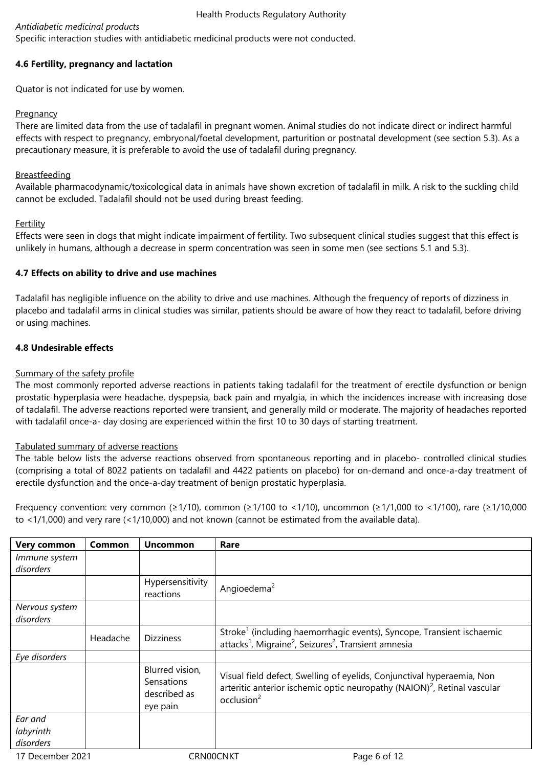*Antidiabetic medicinal products*
Specific interaction studies with antidiabetic medicinal products were not conducted.

### 4.6 Fertility, pregnancy and lactation

Quator is not indicated for use by women.

Pregnancy
There are limited data from the use of tadalafil in pregnant women. Animal studies do not indicate direct or indirect harmful effects with respect to pregnancy, embryonal/foetal development, parturition or postnatal development (see section 5.3). As a precautionary measure, it is preferable to avoid the use of tadalafil during pregnancy.

Breastfeeding
Available pharmacodynamic/toxicological data in animals have shown excretion of tadalafil in milk. A risk to the suckling child cannot be excluded. Tadalafil should not be used during breast feeding.

Fertility
Effects were seen in dogs that might indicate impairment of fertility. Two subsequent clinical studies suggest that this effect is unlikely in humans, although a decrease in sperm concentration was seen in some men (see sections 5.1 and 5.3).

### 4.7 Effects on ability to drive and use machines

Tadalafil has negligible influence on the ability to drive and use machines. Although the frequency of reports of dizziness in placebo and tadalafil arms in clinical studies was similar, patients should be aware of how they react to tadalafil, before driving or using machines.

### 4.8 Undesirable effects

Summary of the safety profile
The most commonly reported adverse reactions in patients taking tadalafil for the treatment of erectile dysfunction or benign prostatic hyperplasia were headache, dyspepsia, back pain and myalgia, in which the incidences increase with increasing dose of tadalafil. The adverse reactions reported were transient, and generally mild or moderate. The majority of headaches reported with tadalafil once-a- day dosing are experienced within the first 10 to 30 days of starting treatment.

Tabulated summary of adverse reactions
The table below lists the adverse reactions observed from spontaneous reporting and in placebo- controlled clinical studies (comprising a total of 8022 patients on tadalafil and 4422 patients on placebo) for on-demand and once-a-day treatment of erectile dysfunction and the once-a-day treatment of benign prostatic hyperplasia.

Frequency convention: very common (≥1/10), common (≥1/100 to <1/10), uncommon (≥1/1,000 to <1/100), rare (≥1/10,000 to <1/1,000) and very rare (<1/10,000) and not known (cannot be estimated from the available data).

| Very common | Common | Uncommon | Rare |
|---|---|---|---|
| *Immune system disorders* | | | |
| | | Hypersensitivity reactions | Angioedema[2] |
| *Nervous system disorders* | | | |
| | Headache | Dizziness | Stroke[1] (including haemorrhagic events), Syncope, Transient ischaemic attacks[1], Migraine[2], Seizures[2], Transient amnesia |
| *Eye disorders* | | | |
| | | Blurred vision, Sensations described as eye pain | Visual field defect, Swelling of eyelids, Conjunctival hyperaemia, Non arteritic anterior ischemic optic neuropathy (NAION)[2], Retinal vascular occlusion[2] |
| *Ear and labyrinth disorders* | | | |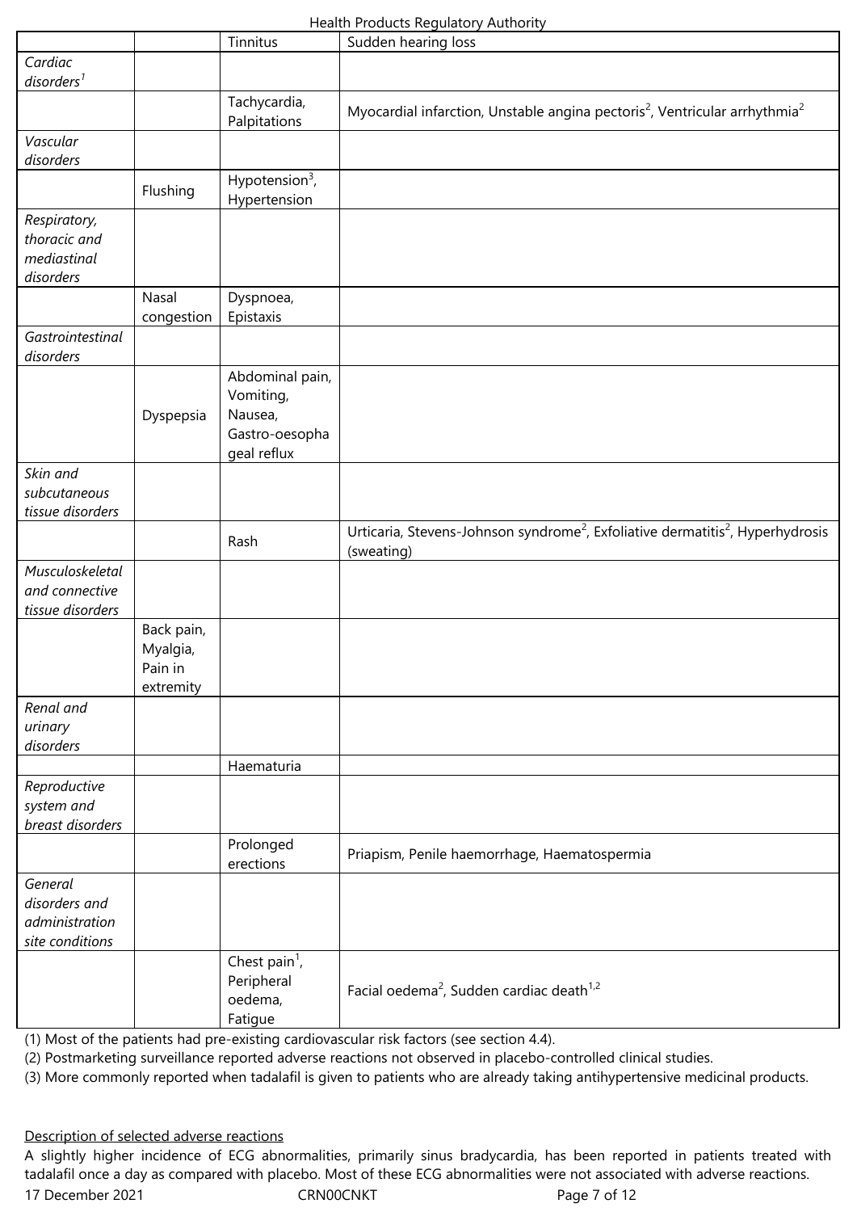| | | | |
|---|---|---|---|
| | | Tinnitus | Sudden hearing loss |
| *Cardiac disorders*[1] | | | |
| | | Tachycardia, Palpitations | Myocardial infarction, Unstable angina pectoris[2], Ventricular arrhythmia[2] |
| *Vascular disorders* | | | |
| | Flushing | Hypotension[3], Hypertension | |
| *Respiratory, thoracic and mediastinal disorders* | | | |
| | Nasal congestion | Dyspnoea, Epistaxis | |
| *Gastrointestinal disorders* | | | |
| | Dyspepsia | Abdominal pain, Vomiting, Nausea, Gastro-oesophageal reflux | |
| *Skin and subcutaneous tissue disorders* | | | |
| | | Rash | Urticaria, Stevens-Johnson syndrome[2], Exfoliative dermatitis[2], Hyperhydrosis (sweating) |
| *Musculoskeletal and connective tissue disorders* | | | |
| | Back pain, Myalgia, Pain in extremity | | |
| *Renal and urinary disorders* | | | |
| | | Haematuria | |
| *Reproductive system and breast disorders* | | | |
| | | Prolonged erections | Priapism, Penile haemorrhage, Haematospermia |
| *General disorders and administration site conditions* | | | |
| | | Chest pain[1], Peripheral oedema, Fatigue | Facial oedema[2], Sudden cardiac death[1,2] |

(1) Most of the patients had pre-existing cardiovascular risk factors (see section 4.4).
(2) Postmarketing surveillance reported adverse reactions not observed in placebo-controlled clinical studies.
(3) More commonly reported when tadalafil is given to patients who are already taking antihypertensive medicinal products.

<u>Description of selected adverse reactions</u>
A slightly higher incidence of ECG abnormalities, primarily sinus bradycardia, has been reported in patients treated with tadalafil once a day as compared with placebo. Most of these ECG abnormalities were not associated with adverse reactions.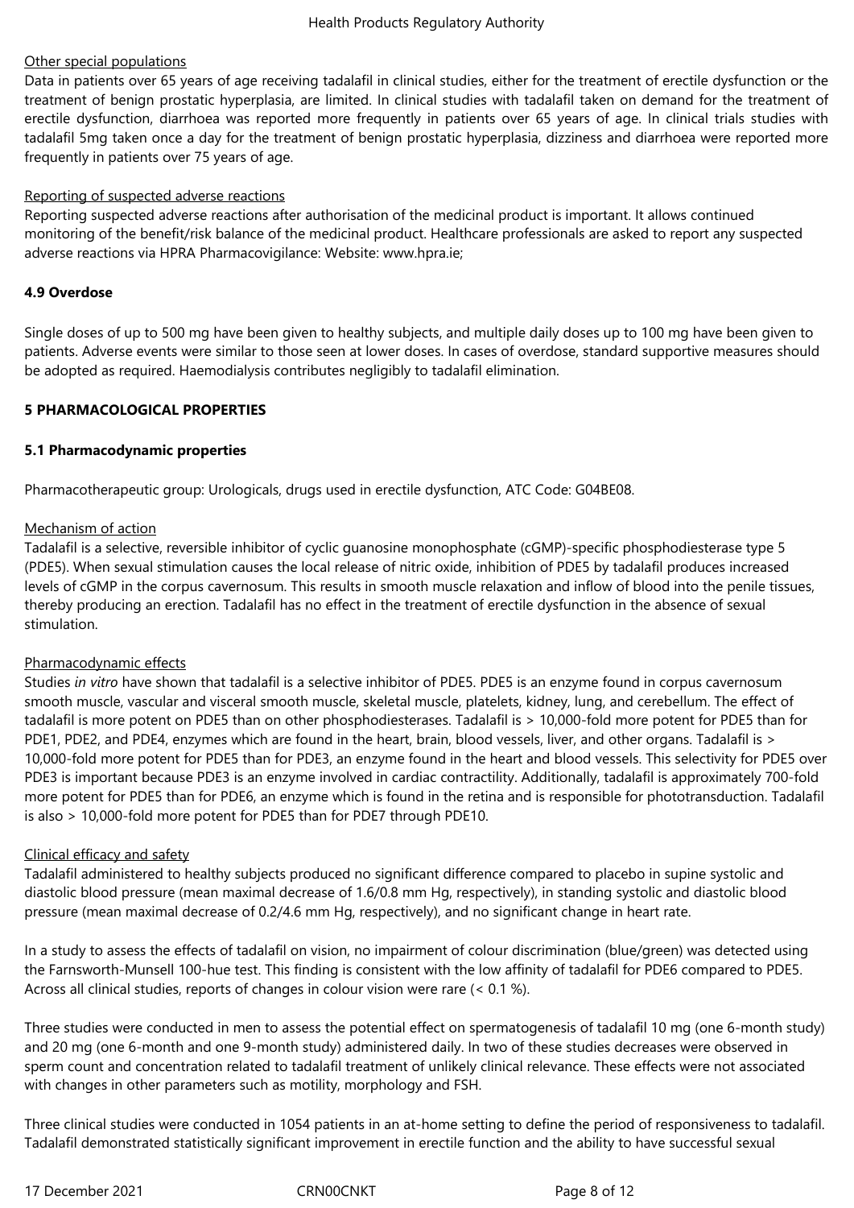Other special populations

Data in patients over 65 years of age receiving tadalafil in clinical studies, either for the treatment of erectile dysfunction or the treatment of benign prostatic hyperplasia, are limited. In clinical studies with tadalafil taken on demand for the treatment of erectile dysfunction, diarrhoea was reported more frequently in patients over 65 years of age. In clinical trials studies with tadalafil 5mg taken once a day for the treatment of benign prostatic hyperplasia, dizziness and diarrhoea were reported more frequently in patients over 75 years of age.

Reporting of suspected adverse reactions

Reporting suspected adverse reactions after authorisation of the medicinal product is important. It allows continued monitoring of the benefit/risk balance of the medicinal product. Healthcare professionals are asked to report any suspected adverse reactions via HPRA Pharmacovigilance: Website: www.hpra.ie;

**4.9 Overdose**

Single doses of up to 500 mg have been given to healthy subjects, and multiple daily doses up to 100 mg have been given to patients. Adverse events were similar to those seen at lower doses. In cases of overdose, standard supportive measures should be adopted as required. Haemodialysis contributes negligibly to tadalafil elimination.

## 5 PHARMACOLOGICAL PROPERTIES

### 5.1 Pharmacodynamic properties

Pharmacotherapeutic group: Urologicals, drugs used in erectile dysfunction, ATC Code: G04BE08.

Mechanism of action

Tadalafil is a selective, reversible inhibitor of cyclic guanosine monophosphate (cGMP)-specific phosphodiesterase type 5 (PDE5). When sexual stimulation causes the local release of nitric oxide, inhibition of PDE5 by tadalafil produces increased levels of cGMP in the corpus cavernosum. This results in smooth muscle relaxation and inflow of blood into the penile tissues, thereby producing an erection. Tadalafil has no effect in the treatment of erectile dysfunction in the absence of sexual stimulation.

Pharmacodynamic effects

Studies *in vitro* have shown that tadalafil is a selective inhibitor of PDE5. PDE5 is an enzyme found in corpus cavernosum smooth muscle, vascular and visceral smooth muscle, skeletal muscle, platelets, kidney, lung, and cerebellum. The effect of tadalafil is more potent on PDE5 than on other phosphodiesterases. Tadalafil is > 10,000-fold more potent for PDE5 than for PDE1, PDE2, and PDE4, enzymes which are found in the heart, brain, blood vessels, liver, and other organs. Tadalafil is > 10,000-fold more potent for PDE5 than for PDE3, an enzyme found in the heart and blood vessels. This selectivity for PDE5 over PDE3 is important because PDE3 is an enzyme involved in cardiac contractility. Additionally, tadalafil is approximately 700-fold more potent for PDE5 than for PDE6, an enzyme which is found in the retina and is responsible for phototransduction. Tadalafil is also > 10,000-fold more potent for PDE5 than for PDE7 through PDE10.

Clinical efficacy and safety

Tadalafil administered to healthy subjects produced no significant difference compared to placebo in supine systolic and diastolic blood pressure (mean maximal decrease of 1.6/0.8 mm Hg, respectively), in standing systolic and diastolic blood pressure (mean maximal decrease of 0.2/4.6 mm Hg, respectively), and no significant change in heart rate.

In a study to assess the effects of tadalafil on vision, no impairment of colour discrimination (blue/green) was detected using the Farnsworth-Munsell 100-hue test. This finding is consistent with the low affinity of tadalafil for PDE6 compared to PDE5. Across all clinical studies, reports of changes in colour vision were rare (< 0.1 %).

Three studies were conducted in men to assess the potential effect on spermatogenesis of tadalafil 10 mg (one 6-month study) and 20 mg (one 6-month and one 9-month study) administered daily. In two of these studies decreases were observed in sperm count and concentration related to tadalafil treatment of unlikely clinical relevance. These effects were not associated with changes in other parameters such as motility, morphology and FSH.

Three clinical studies were conducted in 1054 patients in an at-home setting to define the period of responsiveness to tadalafil. Tadalafil demonstrated statistically significant improvement in erectile function and the ability to have successful sexual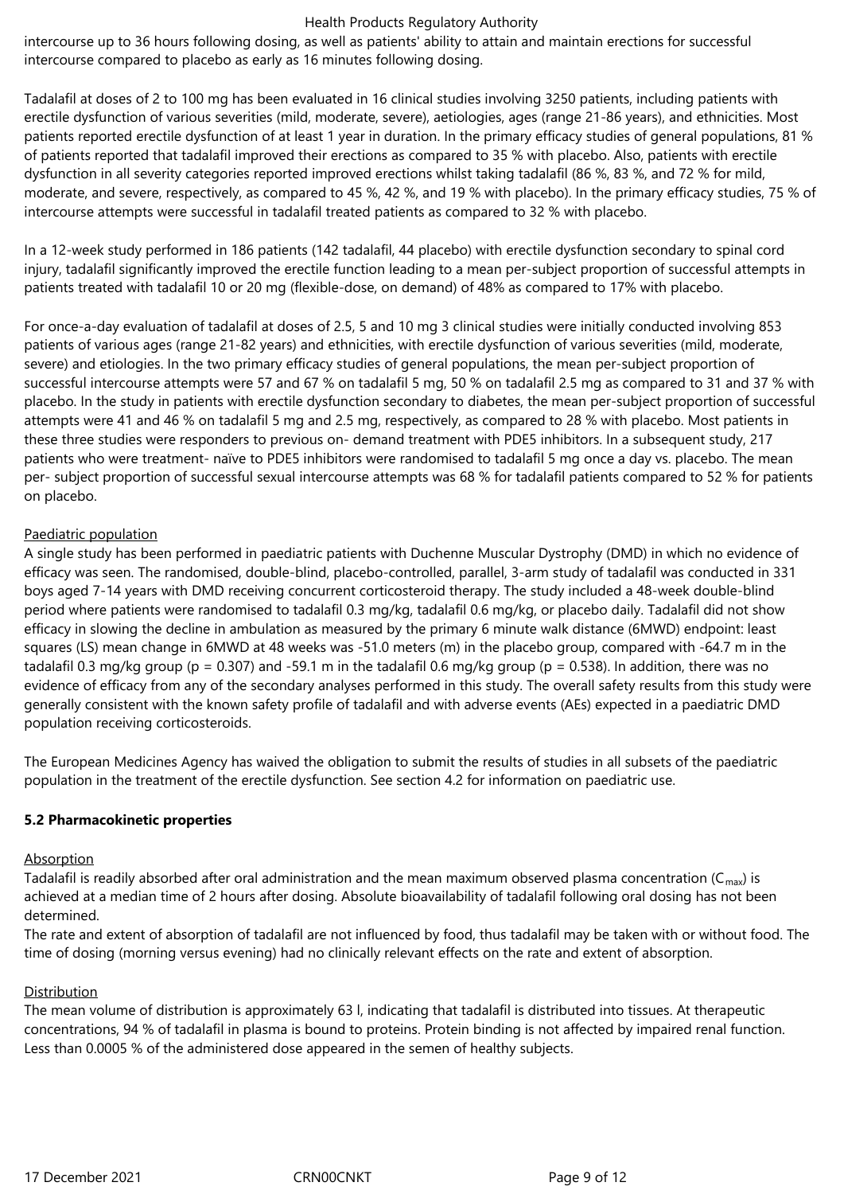intercourse up to 36 hours following dosing, as well as patients' ability to attain and maintain erections for successful intercourse compared to placebo as early as 16 minutes following dosing.

Tadalafil at doses of 2 to 100 mg has been evaluated in 16 clinical studies involving 3250 patients, including patients with erectile dysfunction of various severities (mild, moderate, severe), aetiologies, ages (range 21-86 years), and ethnicities. Most patients reported erectile dysfunction of at least 1 year in duration. In the primary efficacy studies of general populations, 81 % of patients reported that tadalafil improved their erections as compared to 35 % with placebo. Also, patients with erectile dysfunction in all severity categories reported improved erections whilst taking tadalafil (86 %, 83 %, and 72 % for mild, moderate, and severe, respectively, as compared to 45 %, 42 %, and 19 % with placebo). In the primary efficacy studies, 75 % of intercourse attempts were successful in tadalafil treated patients as compared to 32 % with placebo.

In a 12-week study performed in 186 patients (142 tadalafil, 44 placebo) with erectile dysfunction secondary to spinal cord injury, tadalafil significantly improved the erectile function leading to a mean per-subject proportion of successful attempts in patients treated with tadalafil 10 or 20 mg (flexible-dose, on demand) of 48% as compared to 17% with placebo.

For once-a-day evaluation of tadalafil at doses of 2.5, 5 and 10 mg 3 clinical studies were initially conducted involving 853 patients of various ages (range 21-82 years) and ethnicities, with erectile dysfunction of various severities (mild, moderate, severe) and etiologies. In the two primary efficacy studies of general populations, the mean per-subject proportion of successful intercourse attempts were 57 and 67 % on tadalafil 5 mg, 50 % on tadalafil 2.5 mg as compared to 31 and 37 % with placebo. In the study in patients with erectile dysfunction secondary to diabetes, the mean per-subject proportion of successful attempts were 41 and 46 % on tadalafil 5 mg and 2.5 mg, respectively, as compared to 28 % with placebo. Most patients in these three studies were responders to previous on- demand treatment with PDE5 inhibitors. In a subsequent study, 217 patients who were treatment- naïve to PDE5 inhibitors were randomised to tadalafil 5 mg once a day vs. placebo. The mean per- subject proportion of successful sexual intercourse attempts was 68 % for tadalafil patients compared to 52 % for patients on placebo.

Paediatric population

A single study has been performed in paediatric patients with Duchenne Muscular Dystrophy (DMD) in which no evidence of efficacy was seen. The randomised, double-blind, placebo-controlled, parallel, 3-arm study of tadalafil was conducted in 331 boys aged 7-14 years with DMD receiving concurrent corticosteroid therapy. The study included a 48-week double-blind period where patients were randomised to tadalafil 0.3 mg/kg, tadalafil 0.6 mg/kg, or placebo daily. Tadalafil did not show efficacy in slowing the decline in ambulation as measured by the primary 6 minute walk distance (6MWD) endpoint: least squares (LS) mean change in 6MWD at 48 weeks was -51.0 meters (m) in the placebo group, compared with -64.7 m in the tadalafil 0.3 mg/kg group ($p = 0.307$) and -59.1 m in the tadalafil 0.6 mg/kg group ($p = 0.538$). In addition, there was no evidence of efficacy from any of the secondary analyses performed in this study. The overall safety results from this study were generally consistent with the known safety profile of tadalafil and with adverse events (AEs) expected in a paediatric DMD population receiving corticosteroids.

The European Medicines Agency has waived the obligation to submit the results of studies in all subsets of the paediatric population in the treatment of the erectile dysfunction. See section 4.2 for information on paediatric use.

**5.2 Pharmacokinetic properties**

Absorption

Tadalafil is readily absorbed after oral administration and the mean maximum observed plasma concentration ($C_{max}$) is achieved at a median time of 2 hours after dosing. Absolute bioavailability of tadalafil following oral dosing has not been determined.
The rate and extent of absorption of tadalafil are not influenced by food, thus tadalafil may be taken with or without food. The time of dosing (morning versus evening) had no clinically relevant effects on the rate and extent of absorption.

Distribution

The mean volume of distribution is approximately 63 l, indicating that tadalafil is distributed into tissues. At therapeutic concentrations, 94 % of tadalafil in plasma is bound to proteins. Protein binding is not affected by impaired renal function. Less than 0.0005 % of the administered dose appeared in the semen of healthy subjects.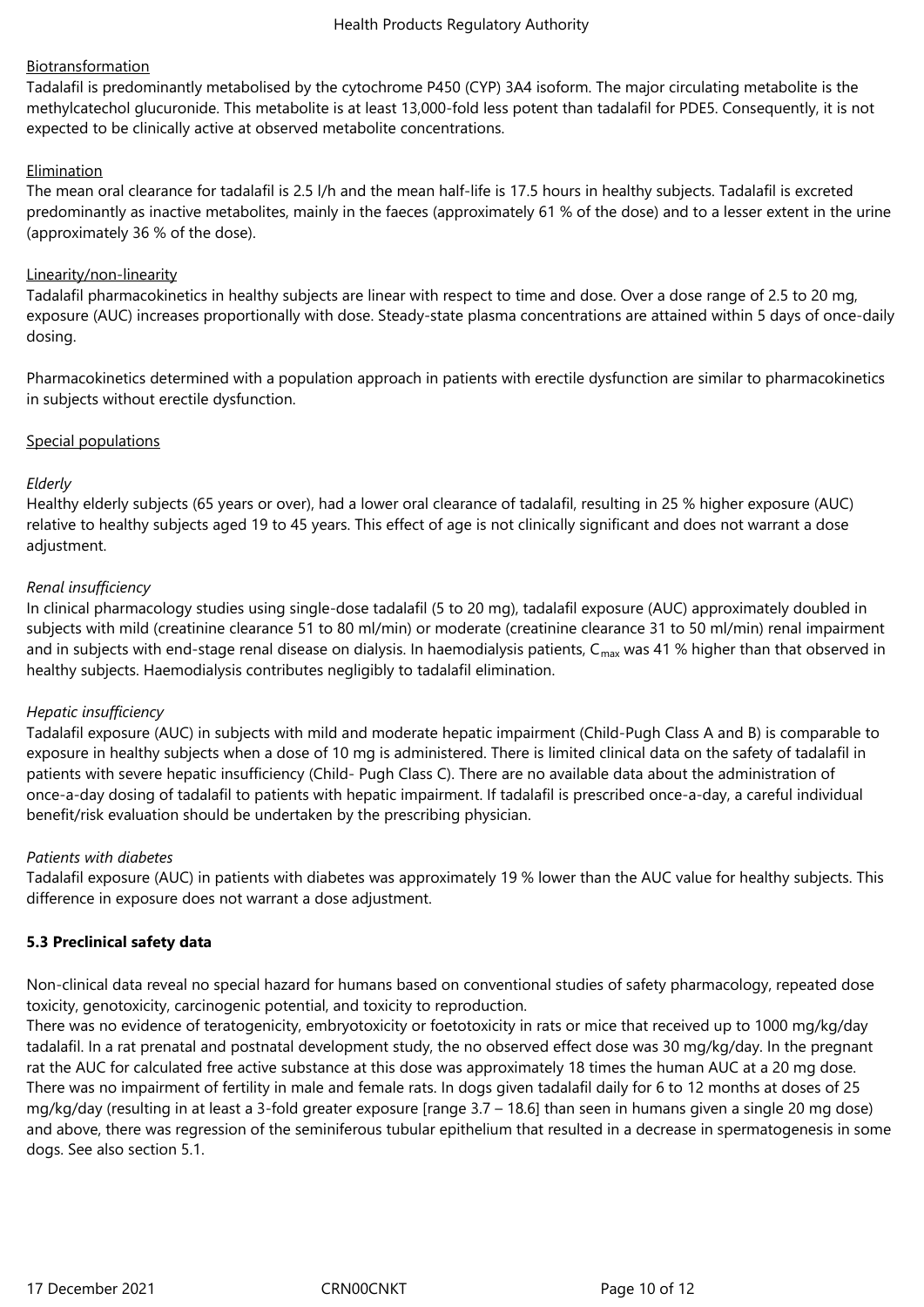Biotransformation

Tadalafil is predominantly metabolised by the cytochrome P450 (CYP) 3A4 isoform. The major circulating metabolite is the methylcatechol glucuronide. This metabolite is at least 13,000-fold less potent than tadalafil for PDE5. Consequently, it is not expected to be clinically active at observed metabolite concentrations.

Elimination

The mean oral clearance for tadalafil is 2.5 l/h and the mean half-life is 17.5 hours in healthy subjects. Tadalafil is excreted predominantly as inactive metabolites, mainly in the faeces (approximately 61 % of the dose) and to a lesser extent in the urine (approximately 36 % of the dose).

Linearity/non-linearity

Tadalafil pharmacokinetics in healthy subjects are linear with respect to time and dose. Over a dose range of 2.5 to 20 mg, exposure (AUC) increases proportionally with dose. Steady-state plasma concentrations are attained within 5 days of once-daily dosing.

Pharmacokinetics determined with a population approach in patients with erectile dysfunction are similar to pharmacokinetics in subjects without erectile dysfunction.

Special populations

*Elderly*

Healthy elderly subjects (65 years or over), had a lower oral clearance of tadalafil, resulting in 25 % higher exposure (AUC) relative to healthy subjects aged 19 to 45 years. This effect of age is not clinically significant and does not warrant a dose adjustment.

*Renal insufficiency*

In clinical pharmacology studies using single-dose tadalafil (5 to 20 mg), tadalafil exposure (AUC) approximately doubled in subjects with mild (creatinine clearance 51 to 80 ml/min) or moderate (creatinine clearance 31 to 50 ml/min) renal impairment and in subjects with end-stage renal disease on dialysis. In haemodialysis patients, $C_{max}$ was 41 % higher than that observed in healthy subjects. Haemodialysis contributes negligibly to tadalafil elimination.

*Hepatic insufficiency*

Tadalafil exposure (AUC) in subjects with mild and moderate hepatic impairment (Child-Pugh Class A and B) is comparable to exposure in healthy subjects when a dose of 10 mg is administered. There is limited clinical data on the safety of tadalafil in patients with severe hepatic insufficiency (Child- Pugh Class C). There are no available data about the administration of once-a-day dosing of tadalafil to patients with hepatic impairment. If tadalafil is prescribed once-a-day, a careful individual benefit/risk evaluation should be undertaken by the prescribing physician.

*Patients with diabetes*

Tadalafil exposure (AUC) in patients with diabetes was approximately 19 % lower than the AUC value for healthy subjects. This difference in exposure does not warrant a dose adjustment.

**5.3 Preclinical safety data**

Non-clinical data reveal no special hazard for humans based on conventional studies of safety pharmacology, repeated dose toxicity, genotoxicity, carcinogenic potential, and toxicity to reproduction.

There was no evidence of teratogenicity, embryotoxicity or foetotoxicity in rats or mice that received up to 1000 mg/kg/day tadalafil. In a rat prenatal and postnatal development study, the no observed effect dose was 30 mg/kg/day. In the pregnant rat the AUC for calculated free active substance at this dose was approximately 18 times the human AUC at a 20 mg dose. There was no impairment of fertility in male and female rats. In dogs given tadalafil daily for 6 to 12 months at doses of 25 mg/kg/day (resulting in at least a 3-fold greater exposure [range 3.7 – 18.6] than seen in humans given a single 20 mg dose) and above, there was regression of the seminiferous tubular epithelium that resulted in a decrease in spermatogenesis in some dogs. See also section 5.1.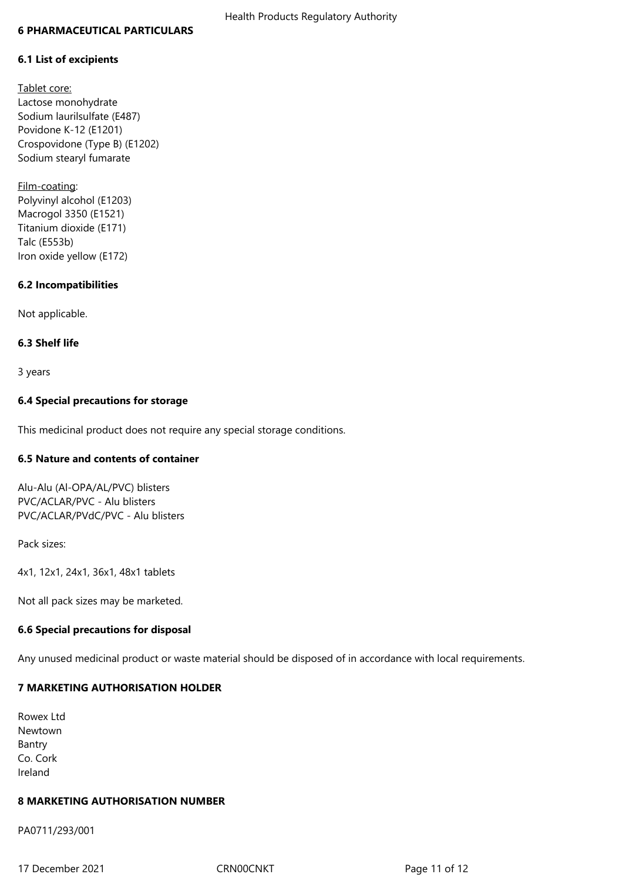## 6 PHARMACEUTICAL PARTICULARS

### 6.1 List of excipients

Tablet core:
Lactose monohydrate
Sodium laurilsulfate (E487)
Povidone K-12 (E1201)
Crospovidone (Type B) (E1202)
Sodium stearyl fumarate

Film-coating:
Polyvinyl alcohol (E1203)
Macrogol 3350 (E1521)
Titanium dioxide (E171)
Talc (E553b)
Iron oxide yellow (E172)

### 6.2 Incompatibilities

Not applicable.

### 6.3 Shelf life

3 years

### 6.4 Special precautions for storage

This medicinal product does not require any special storage conditions.

### 6.5 Nature and contents of container

Alu-Alu (Al-OPA/AL/PVC) blisters
PVC/ACLAR/PVC - Alu blisters
PVC/ACLAR/PVdC/PVC - Alu blisters

Pack sizes:

4x1, 12x1, 24x1, 36x1, 48x1 tablets

Not all pack sizes may be marketed.

### 6.6 Special precautions for disposal

Any unused medicinal product or waste material should be disposed of in accordance with local requirements.

## 7 MARKETING AUTHORISATION HOLDER

Rowex Ltd
Newtown
Bantry
Co. Cork
Ireland

## 8 MARKETING AUTHORISATION NUMBER

PA0711/293/001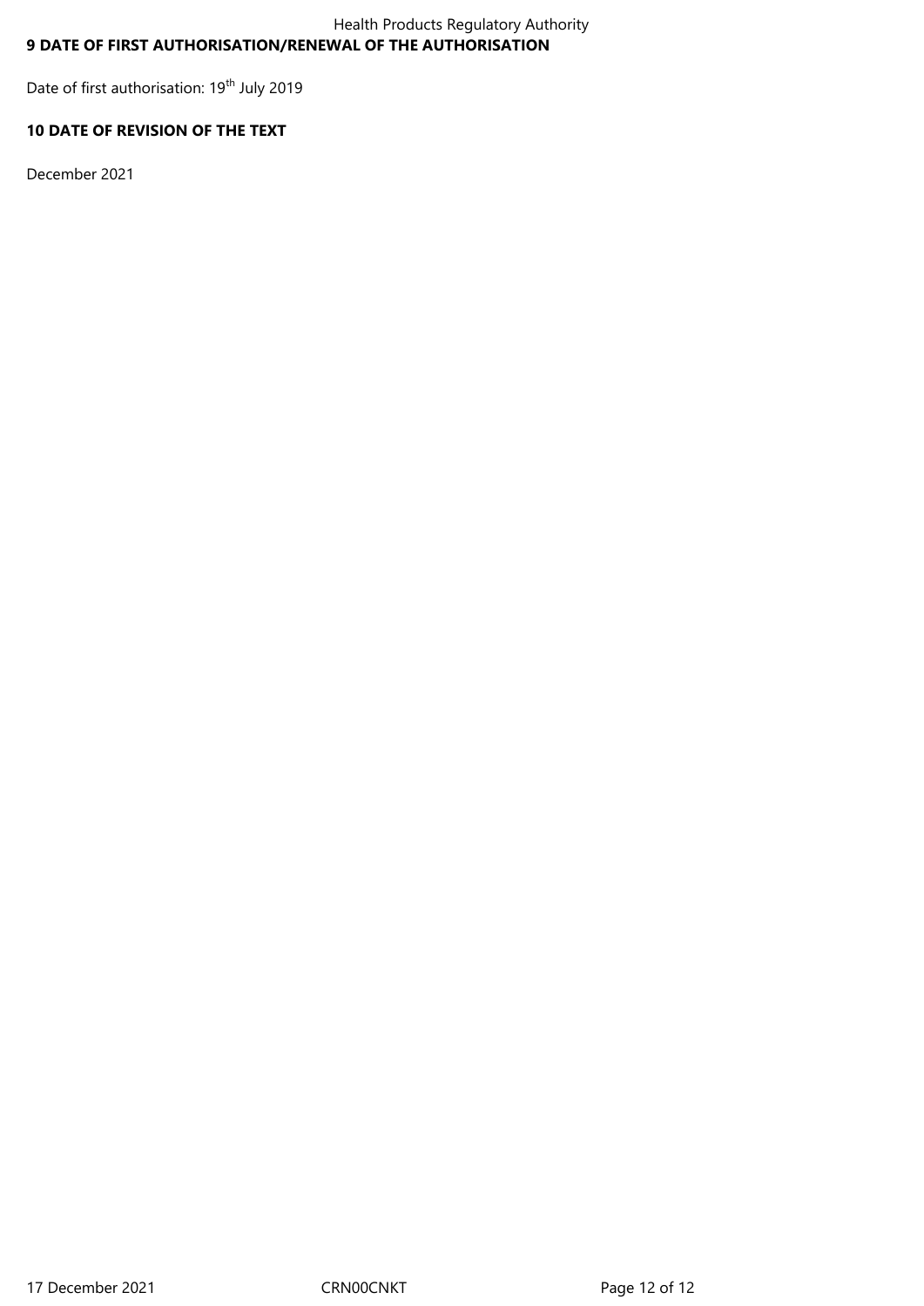## 9 DATE OF FIRST AUTHORISATION/RENEWAL OF THE AUTHORISATION

Date of first authorisation: 19th July 2019

## 10 DATE OF REVISION OF THE TEXT

December 2021